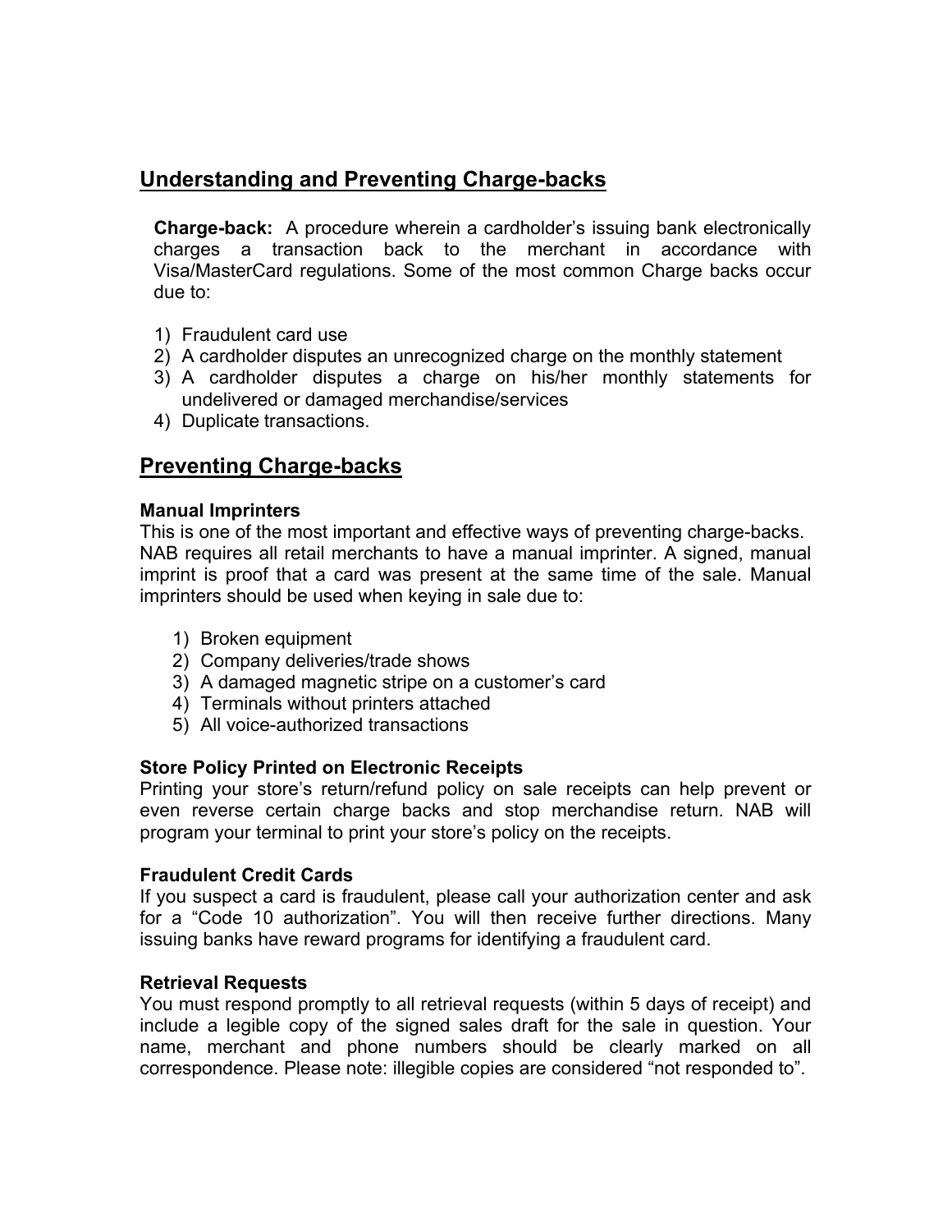## Understanding and Preventing Charge-backs

**Charge-back:** A procedure wherein a cardholder's issuing bank electronically charges a transaction back to the merchant in accordance with Visa/MasterCard regulations. Some of the most common Charge backs occur due to:

1) Fraudulent card use
2) A cardholder disputes an unrecognized charge on the monthly statement
3) A cardholder disputes a charge on his/her monthly statements for undelivered or damaged merchandise/services
4) Duplicate transactions.

## Preventing Charge-backs

### Manual Imprinters

This is one of the most important and effective ways of preventing charge-backs. NAB requires all retail merchants to have a manual imprinter. A signed, manual imprint is proof that a card was present at the same time of the sale. Manual imprinters should be used when keying in sale due to:

1) Broken equipment
2) Company deliveries/trade shows
3) A damaged magnetic stripe on a customer's card
4) Terminals without printers attached
5) All voice-authorized transactions

### Store Policy Printed on Electronic Receipts

Printing your store's return/refund policy on sale receipts can help prevent or even reverse certain charge backs and stop merchandise return. NAB will program your terminal to print your store's policy on the receipts.

### Fraudulent Credit Cards

If you suspect a card is fraudulent, please call your authorization center and ask for a "Code 10 authorization". You will then receive further directions. Many issuing banks have reward programs for identifying a fraudulent card.

### Retrieval Requests

You must respond promptly to all retrieval requests (within 5 days of receipt) and include a legible copy of the signed sales draft for the sale in question. Your name, merchant and phone numbers should be clearly marked on all correspondence. Please note: illegible copies are considered "not responded to".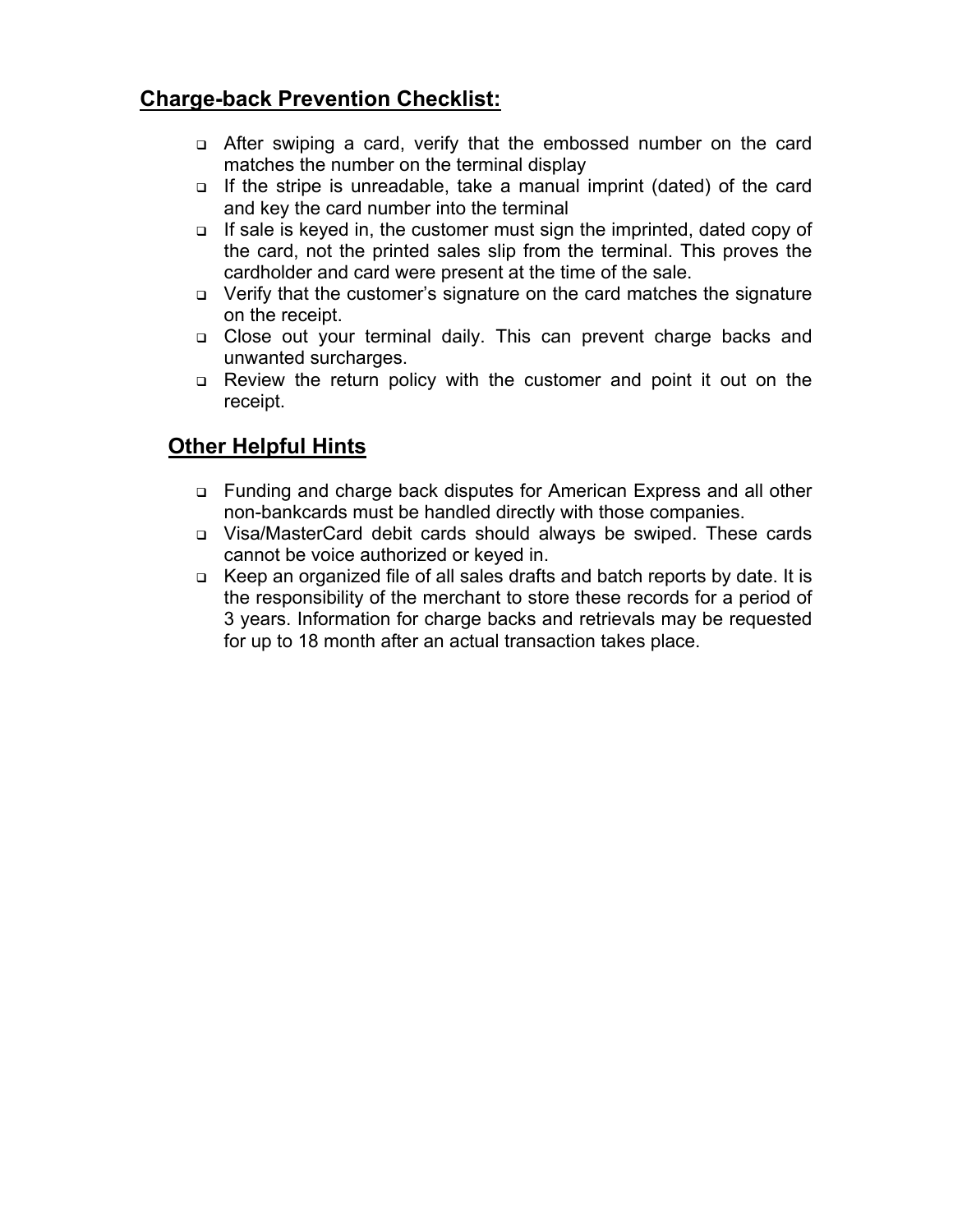## Charge-back Prevention Checklist:

- After swiping a card, verify that the embossed number on the card matches the number on the terminal display
- If the stripe is unreadable, take a manual imprint (dated) of the card and key the card number into the terminal
- If sale is keyed in, the customer must sign the imprinted, dated copy of the card, not the printed sales slip from the terminal. This proves the cardholder and card were present at the time of the sale.
- Verify that the customer's signature on the card matches the signature on the receipt.
- Close out your terminal daily. This can prevent charge backs and unwanted surcharges.
- Review the return policy with the customer and point it out on the receipt.

## Other Helpful Hints

- Funding and charge back disputes for American Express and all other non-bankcards must be handled directly with those companies.
- Visa/MasterCard debit cards should always be swiped. These cards cannot be voice authorized or keyed in.
- Keep an organized file of all sales drafts and batch reports by date. It is the responsibility of the merchant to store these records for a period of 3 years. Information for charge backs and retrievals may be requested for up to 18 month after an actual transaction takes place.